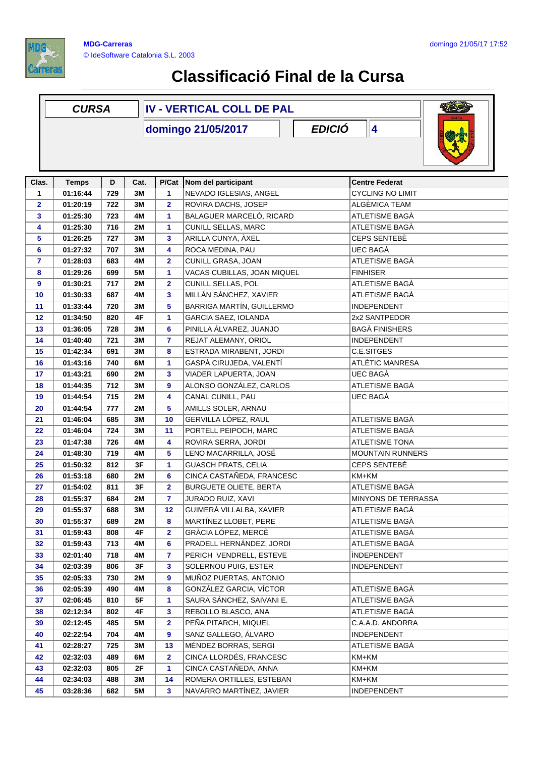MDG-Carreras

© IdeSoftware Catalonia S.L. 2003

domingo 21/05/17 17:52

# Classificació Final de la Cursa

| CURSA | IV - VERTICAL COLL DE PAL | | |
|---|---|---|---|
| | domingo 21/05/2017 | EDICIÓ | 4 |

| Clas. | Temps | D | Cat. | P/Cat | Nom del participant | Centre Federat |
|---|---|---|---|---|---|---|
| 1 | 01:16:44 | 729 | 3M | 1 | NEVADO IGLESIAS, ANGEL | CYCLING NO LIMIT |
| 2 | 01:20:19 | 722 | 3M | 2 | ROVIRA DACHS, JOSEP | ALGÈMICA TEAM |
| 3 | 01:25:30 | 723 | 4M | 1 | BALAGUER MARCELÓ, RICARD | ATLETISME BAGÀ |
| 4 | 01:25:30 | 716 | 2M | 1 | CUNILL SELLAS, MARC | ATLETISME BAGÀ |
| 5 | 01:26:25 | 727 | 3M | 3 | ARILLA CUNYA, ÀXEL | CEPS SENTEBÈ |
| 6 | 01:27:32 | 707 | 3M | 4 | ROCA MEDINA, PAU | UEC BAGÀ |
| 7 | 01:28:03 | 683 | 4M | 2 | CUNILL GRASA, JOAN | ATLETISME BAGÀ |
| 8 | 01:29:26 | 699 | 5M | 1 | VACAS CUBILLAS, JOAN MIQUEL | FINHISER |
| 9 | 01:30:21 | 717 | 2M | 2 | CUNILL SELLAS, POL | ATLETISME BAGÀ |
| 10 | 01:30:33 | 687 | 4M | 3 | MILLÁN SÁNCHEZ, XAVIER | ATLETISME BAGÀ |
| 11 | 01:33:44 | 720 | 3M | 5 | BARRIGA MARTÍN, GUILLERMO | INDEPENDENT |
| 12 | 01:34:50 | 820 | 4F | 1 | GARCIA SAEZ, IOLANDA | 2x2 SANTPEDOR |
| 13 | 01:36:05 | 728 | 3M | 6 | PINILLA ÁLVAREZ, JUANJO | BAGÀ FINISHERS |
| 14 | 01:40:40 | 721 | 3M | 7 | REJAT ALEMANY, ORIOL | INDEPENDENT |
| 15 | 01:42:34 | 691 | 3M | 8 | ESTRADA MIRABENT, JORDI | C.E.SITGES |
| 16 | 01:43:16 | 740 | 6M | 1 | GASPÀ CIRUJEDA, VALENTÍ | ATLÈTIC MANRESA |
| 17 | 01:43:21 | 690 | 2M | 3 | VIADER LAPUERTA, JOAN | UEC BAGÀ |
| 18 | 01:44:35 | 712 | 3M | 9 | ALONSO GONZÁLEZ, CARLOS | ATLETISME BAGÀ |
| 19 | 01:44:54 | 715 | 2M | 4 | CANAL CUNILL, PAU | UEC BAGÀ |
| 20 | 01:44:54 | 777 | 2M | 5 | AMILLS SOLER, ARNAU | |
| 21 | 01:46:04 | 685 | 3M | 10 | GERVILLA LÓPEZ, RAUL | ATLETISME BAGÀ |
| 22 | 01:46:04 | 724 | 3M | 11 | PORTELL PEIPOCH, MARC | ATLETISME BAGÀ |
| 23 | 01:47:38 | 726 | 4M | 4 | ROVIRA SERRA, JORDI | ATLETISME TONA |
| 24 | 01:48:30 | 719 | 4M | 5 | LENO MACARRILLA, JOSÉ | MOUNTAIN RUNNERS |
| 25 | 01:50:32 | 812 | 3F | 1 | GUASCH PRATS, CELIA | CEPS SENTEBÉ |
| 26 | 01:53:18 | 680 | 2M | 6 | CINCA CASTAÑEDA, FRANCESC | KM+KM |
| 27 | 01:54:02 | 811 | 3F | 2 | BURGUETE OLIETE, BERTA | ATLETISME BAGÀ |
| 28 | 01:55:37 | 684 | 2M | 7 | JURADO RUIZ, XAVI | MINYONS DE TERRASSA |
| 29 | 01:55:37 | 688 | 3M | 12 | GUIMERÀ VILLALBA, XAVIER | ATLETISME BAGÀ |
| 30 | 01:55:37 | 689 | 2M | 8 | MARTÍNEZ LLOBET, PERE | ATLETISME BAGÀ |
| 31 | 01:59:43 | 808 | 4F | 2 | GRÀCIA LÓPEZ, MERCÈ | ATLETISME BAGÀ |
| 32 | 01:59:43 | 713 | 4M | 6 | PRADELL HERNÁNDEZ, JORDI | ATLETISME BAGÀ |
| 33 | 02:01:40 | 718 | 4M | 7 | PERICH VENDRELL, ESTEVE | ÌNDEPENDENT |
| 34 | 02:03:39 | 806 | 3F | 3 | SOLERNOU PUIG, ESTER | INDEPENDENT |
| 35 | 02:05:33 | 730 | 2M | 9 | MUÑOZ PUERTAS, ANTONIO | |
| 36 | 02:05:39 | 490 | 4M | 8 | GONZÁLEZ GARCIA, VÍCTOR | ATLETISME BAGÀ |
| 37 | 02:06:45 | 810 | 5F | 1 | SAURA SÁNCHEZ, SAIVANI E. | ATLETISME BAGÀ |
| 38 | 02:12:34 | 802 | 4F | 3 | REBOLLO BLASCO, ANA | ATLETISME BAGÀ |
| 39 | 02:12:45 | 485 | 5M | 2 | PEÑA PITARCH, MIQUEL | C.A.A.D. ANDORRA |
| 40 | 02:22:54 | 704 | 4M | 9 | SANZ GALLEGO, ÁLVARO | INDEPENDENT |
| 41 | 02:28:27 | 725 | 3M | 13 | MÉNDEZ BORRAS, SERGI | ATLETISME BAGÀ |
| 42 | 02:32:03 | 489 | 6M | 2 | CINCA LLORDÉS, FRANCESC | KM+KM |
| 43 | 02:32:03 | 805 | 2F | 1 | CINCA CASTAÑEDA, ANNA | KM+KM |
| 44 | 02:34:03 | 488 | 3M | 14 | ROMERA ORTILLES, ESTEBAN | KM+KM |
| 45 | 03:28:36 | 682 | 5M | 3 | NAVARRO MARTÍNEZ, JAVIER | INDEPENDENT |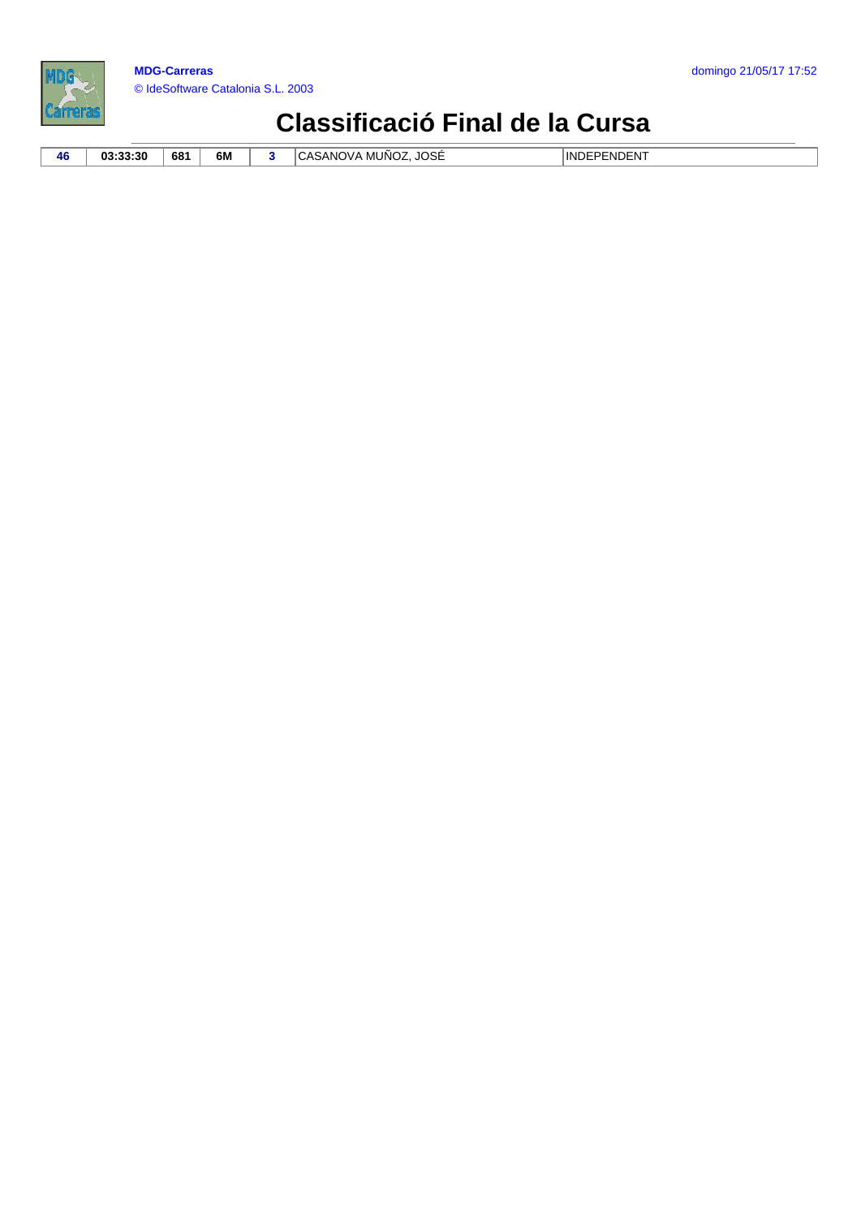# Classificació Final de la Cursa

| | | | | | | |
|---|---|---|---|---|---|---|
| **46** | **03:33:30** | **681** | **6M** | **3** | CASANOVA MUÑOZ, JOSÉ | INDEPENDENT |